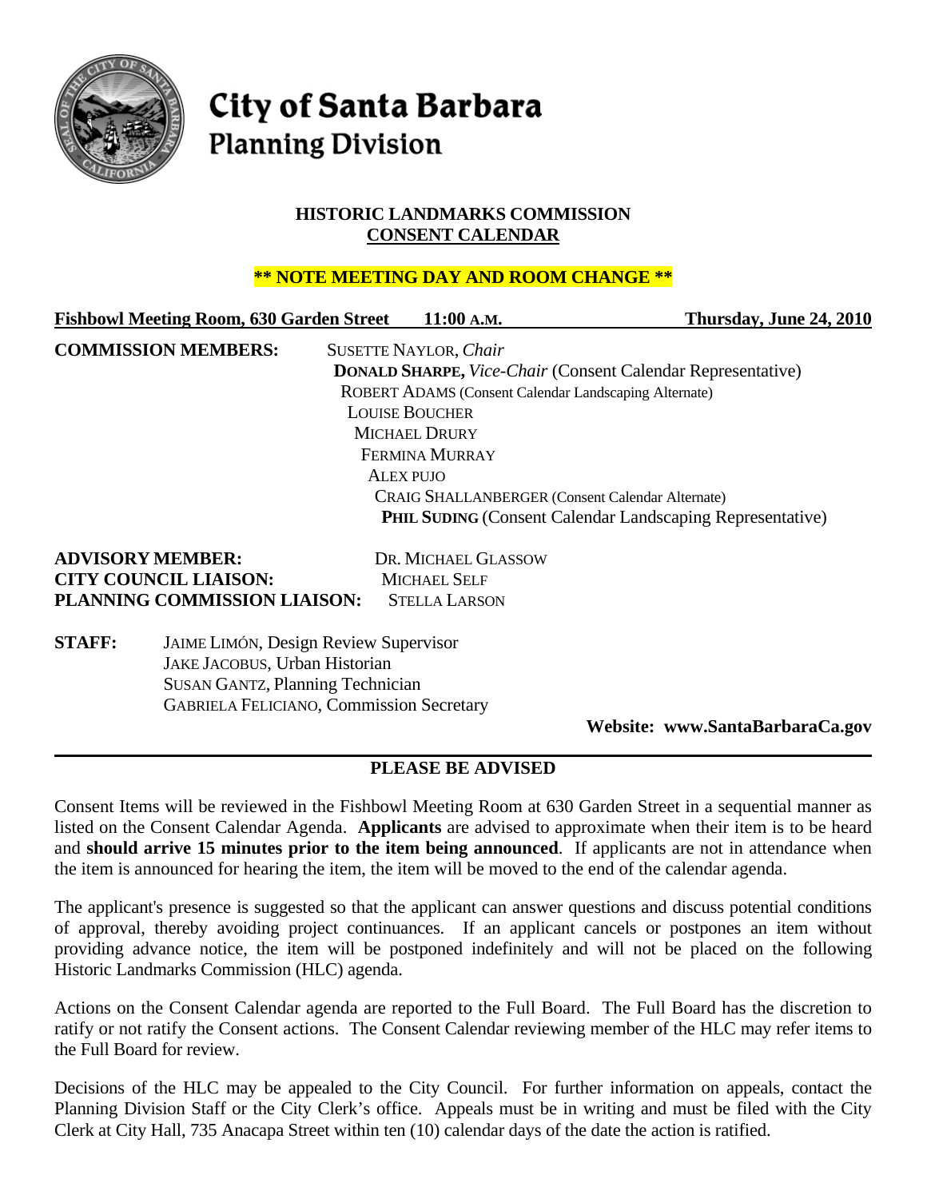# City of Santa Barbara
## Planning Division

### HISTORIC LANDMARKS COMMISSION
### CONSENT CALENDAR

**\*\* NOTE MEETING DAY AND ROOM CHANGE \*\***

**Fishbowl Meeting Room, 630 Garden Street 11:00 A.M. Thursday, June 24, 2010**

**COMMISSION MEMBERS:**
SUSETTE NAYLOR, *Chair*
**DONALD SHARPE,** *Vice-Chair* (Consent Calendar Representative)
ROBERT ADAMS (Consent Calendar Landscaping Alternate)
LOUISE BOUCHER
MICHAEL DRURY
FERMINA MURRAY
ALEX PUJO
CRAIG SHALLANBERGER (Consent Calendar Alternate)
**PHIL SUDING** (Consent Calendar Landscaping Representative)

**ADVISORY MEMBER:** DR. MICHAEL GLASSOW
**CITY COUNCIL LIAISON:** MICHAEL SELF
**PLANNING COMMISSION LIAISON:** STELLA LARSON

**STAFF:**
JAIME LIMÓN, Design Review Supervisor
JAKE JACOBUS, Urban Historian
SUSAN GANTZ, Planning Technician
GABRIELA FELICIANO, Commission Secretary

**Website: www.SantaBarbaraCa.gov**

---

### PLEASE BE ADVISED

Consent Items will be reviewed in the Fishbowl Meeting Room at 630 Garden Street in a sequential manner as listed on the Consent Calendar Agenda. **Applicants** are advised to approximate when their item is to be heard and **should arrive 15 minutes prior to the item being announced**. If applicants are not in attendance when the item is announced for hearing the item, the item will be moved to the end of the calendar agenda.

The applicant's presence is suggested so that the applicant can answer questions and discuss potential conditions of approval, thereby avoiding project continuances. If an applicant cancels or postpones an item without providing advance notice, the item will be postponed indefinitely and will not be placed on the following Historic Landmarks Commission (HLC) agenda.

Actions on the Consent Calendar agenda are reported to the Full Board. The Full Board has the discretion to ratify or not ratify the Consent actions. The Consent Calendar reviewing member of the HLC may refer items to the Full Board for review.

Decisions of the HLC may be appealed to the City Council. For further information on appeals, contact the Planning Division Staff or the City Clerk's office. Appeals must be in writing and must be filed with the City Clerk at City Hall, 735 Anacapa Street within ten (10) calendar days of the date the action is ratified.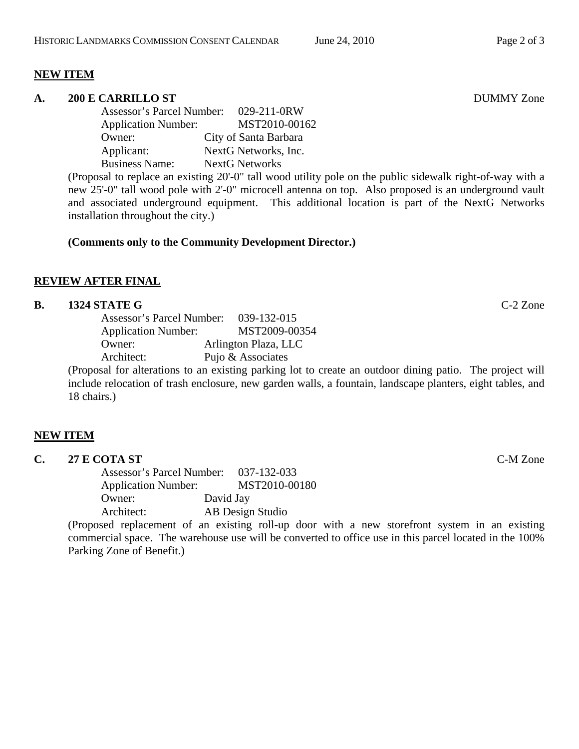**NEW ITEM**

**A. 200 E CARRILLO ST** DUMMY Zone

Assessor's Parcel Number: 029-211-0RW
Application Number: MST2010-00162
Owner: City of Santa Barbara
Applicant: NextG Networks, Inc.
Business Name: NextG Networks

(Proposal to replace an existing 20'-0" tall wood utility pole on the public sidewalk right-of-way with a new 25'-0" tall wood pole with 2'-0" microcell antenna on top. Also proposed is an underground vault and associated underground equipment. This additional location is part of the NextG Networks installation throughout the city.)

**(Comments only to the Community Development Director.)**

**REVIEW AFTER FINAL**

**B. 1324 STATE G** C-2 Zone

Assessor's Parcel Number: 039-132-015
Application Number: MST2009-00354
Owner: Arlington Plaza, LLC
Architect: Pujo & Associates

(Proposal for alterations to an existing parking lot to create an outdoor dining patio. The project will include relocation of trash enclosure, new garden walls, a fountain, landscape planters, eight tables, and 18 chairs.)

**NEW ITEM**

**C. 27 E COTA ST** C-M Zone

Assessor's Parcel Number: 037-132-033
Application Number: MST2010-00180
Owner: David Jay
Architect: AB Design Studio

(Proposed replacement of an existing roll-up door with a new storefront system in an existing commercial space. The warehouse use will be converted to office use in this parcel located in the 100% Parking Zone of Benefit.)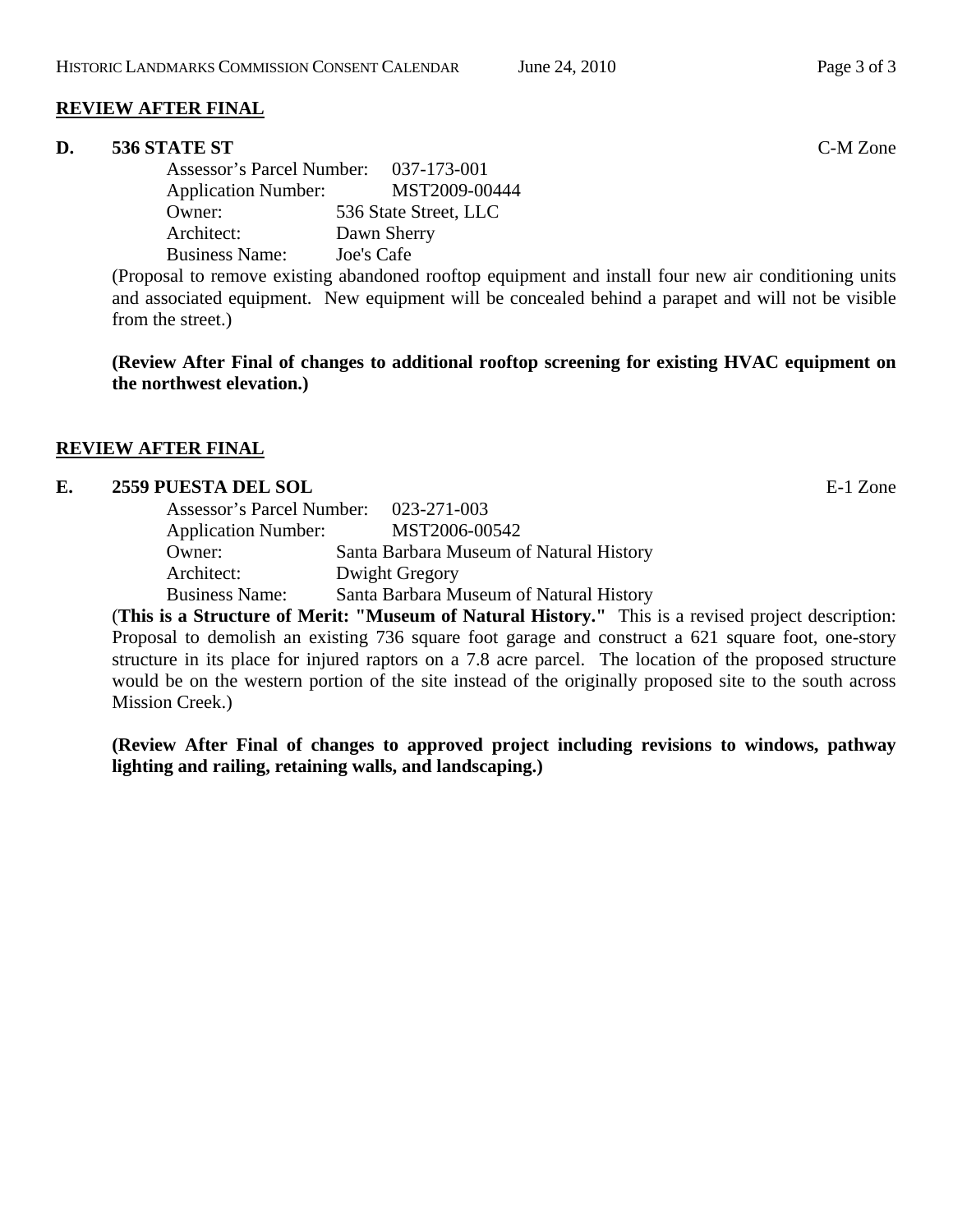## REVIEW AFTER FINAL

**D. 536 STATE ST** C-M Zone

Assessor's Parcel Number: 037-173-001
Application Number: MST2009-00444
Owner: 536 State Street, LLC
Architect: Dawn Sherry
Business Name: Joe's Cafe

(Proposal to remove existing abandoned rooftop equipment and install four new air conditioning units and associated equipment. New equipment will be concealed behind a parapet and will not be visible from the street.)

**(Review After Final of changes to additional rooftop screening for existing HVAC equipment on the northwest elevation.)**

## REVIEW AFTER FINAL

**E. 2559 PUESTA DEL SOL** E-1 Zone

Assessor's Parcel Number: 023-271-003
Application Number: MST2006-00542
Owner: Santa Barbara Museum of Natural History
Architect: Dwight Gregory
Business Name: Santa Barbara Museum of Natural History

(**This is a Structure of Merit: "Museum of Natural History."** This is a revised project description: Proposal to demolish an existing 736 square foot garage and construct a 621 square foot, one-story structure in its place for injured raptors on a 7.8 acre parcel. The location of the proposed structure would be on the western portion of the site instead of the originally proposed site to the south across Mission Creek.)

**(Review After Final of changes to approved project including revisions to windows, pathway lighting and railing, retaining walls, and landscaping.)**